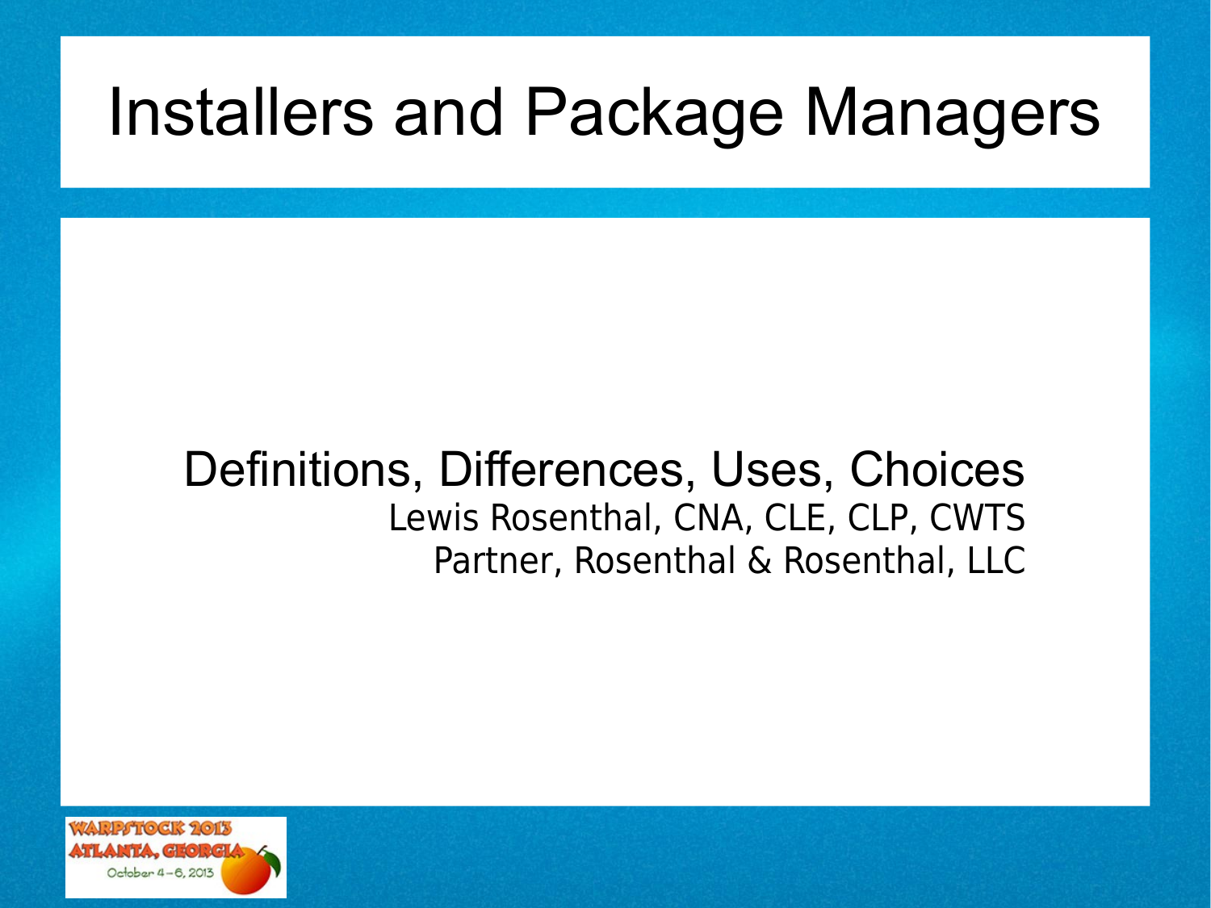# Installers and Package Managers

Definitions, Differences, Uses, Choices

Lewis Rosenthal, CNA, CLE, CLP, CWTS

Partner, Rosenthal & Rosenthal, LLC

WARPSTOCK 2013
ATLANTA, GEORGIA
October 4 – 6, 2013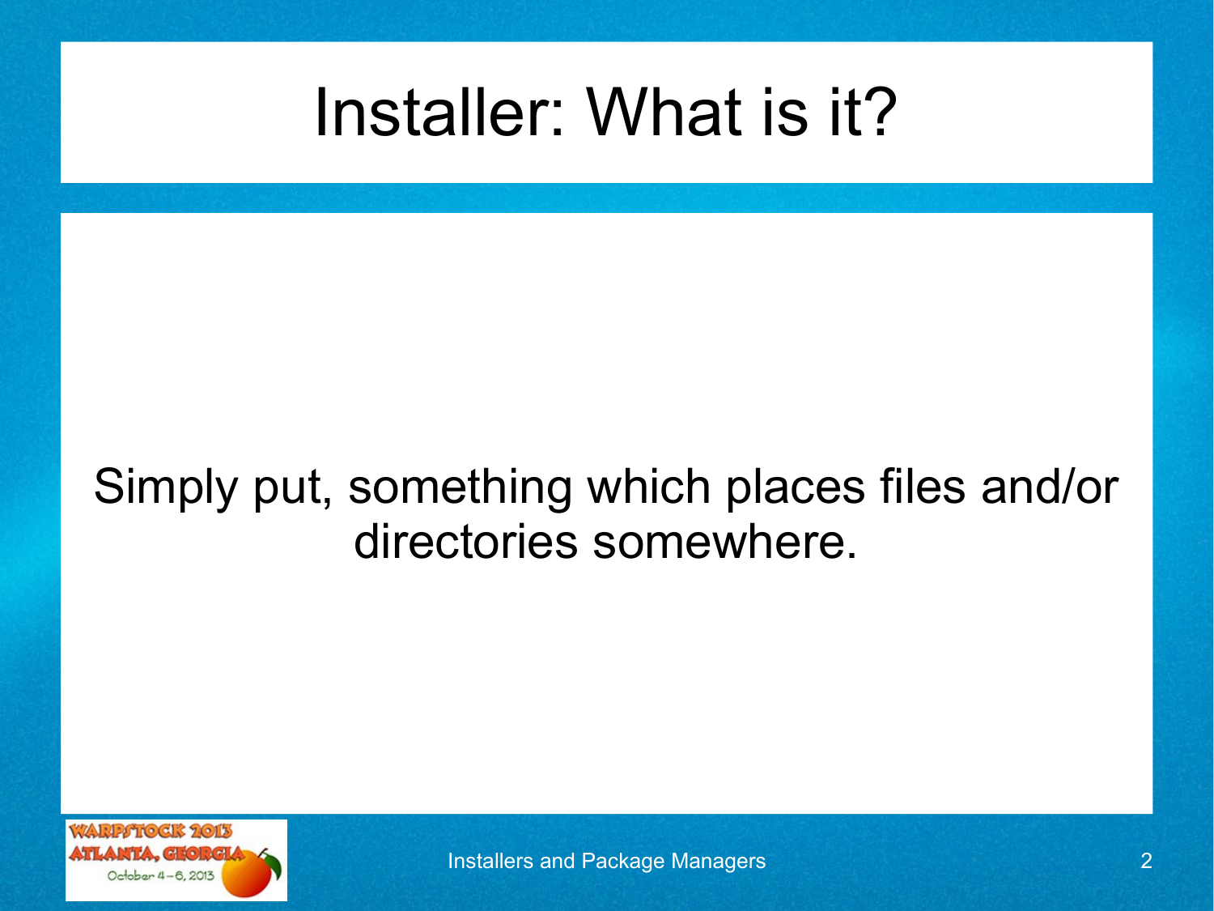# Installer: What is it?

Simply put, something which places files and/or directories somewhere.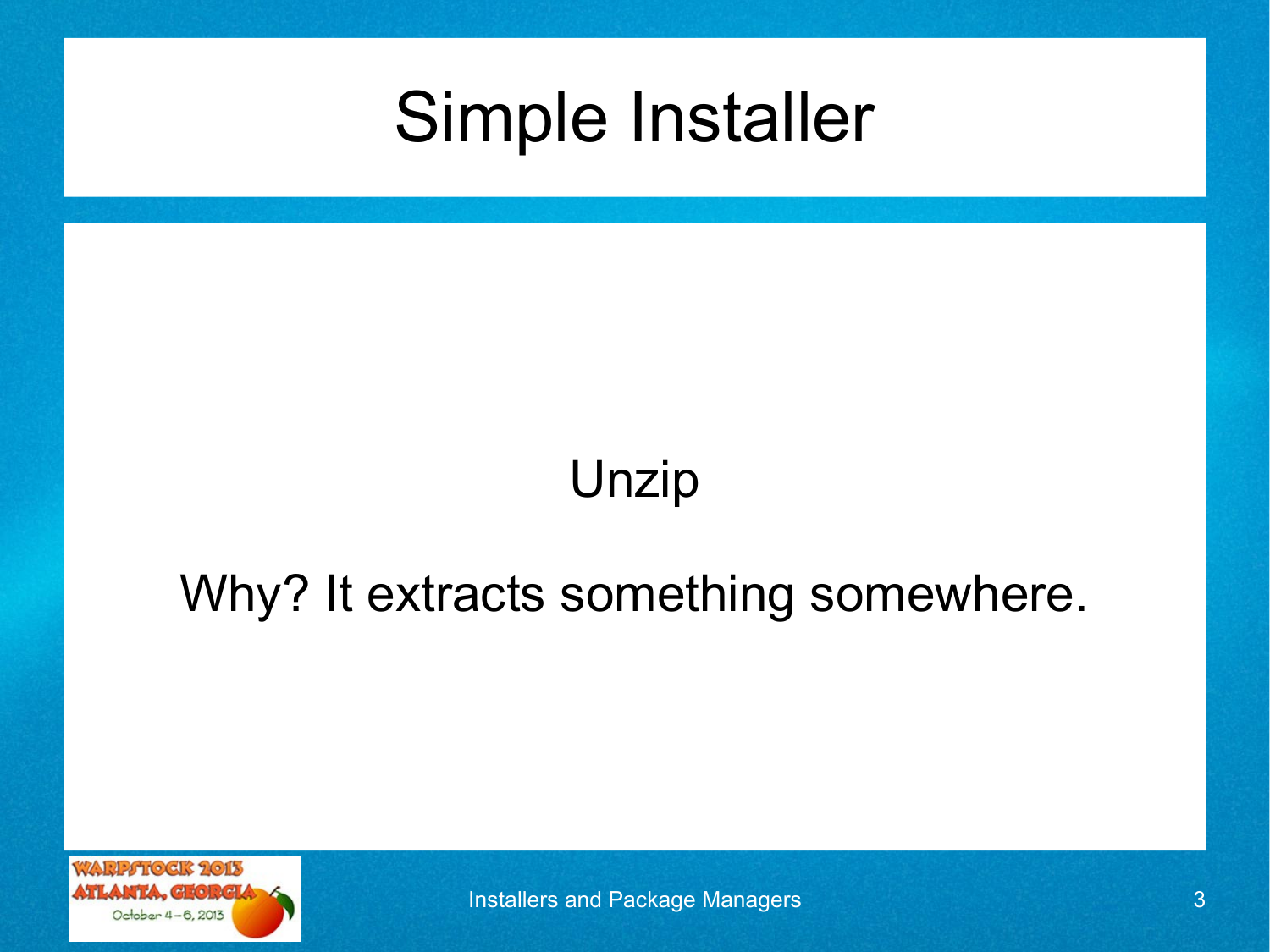# Simple Installer

Unzip

Why? It extracts something somewhere.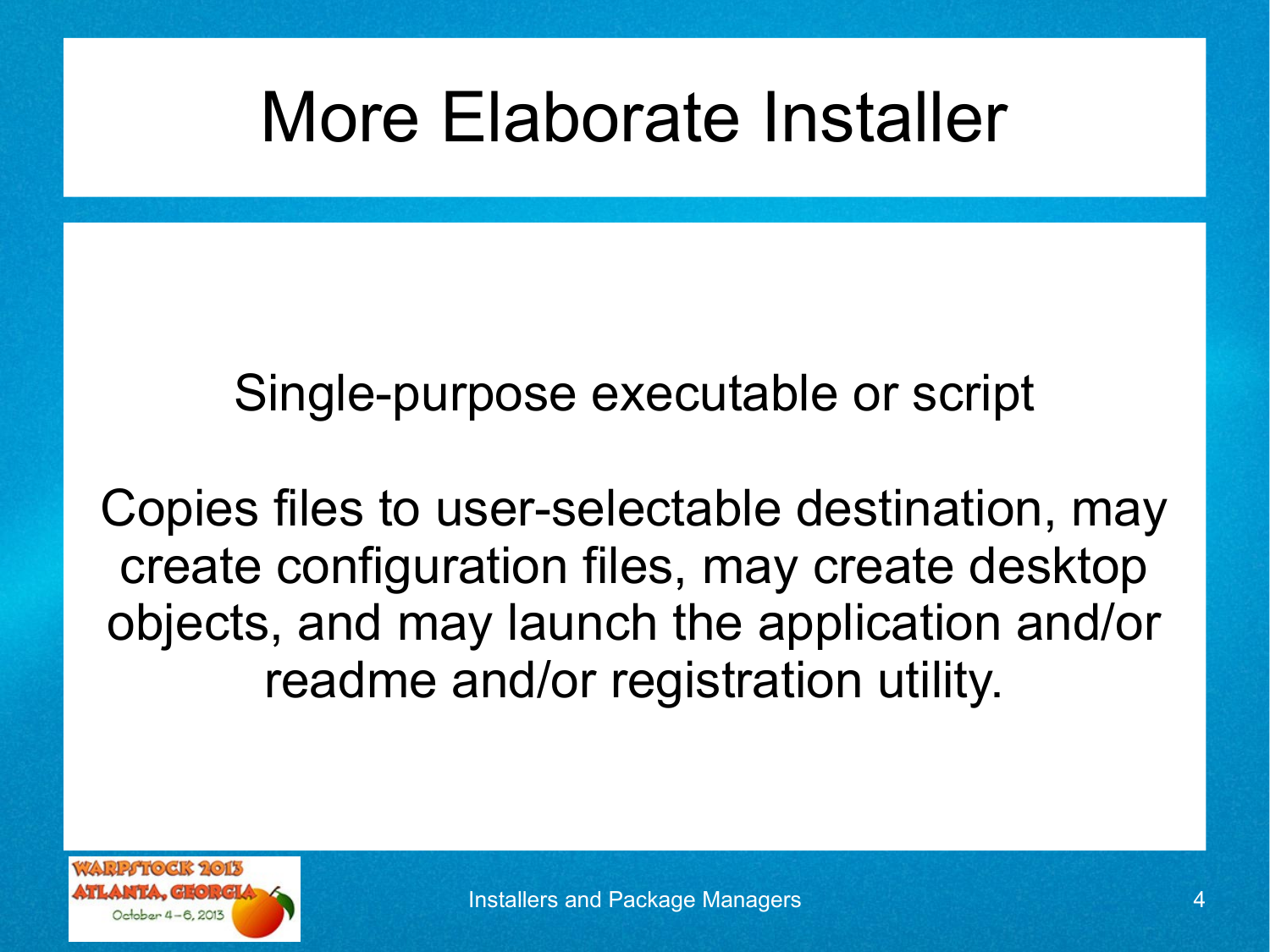# More Elaborate Installer

Single-purpose executable or script

Copies files to user-selectable destination, may create configuration files, may create desktop objects, and may launch the application and/or readme and/or registration utility.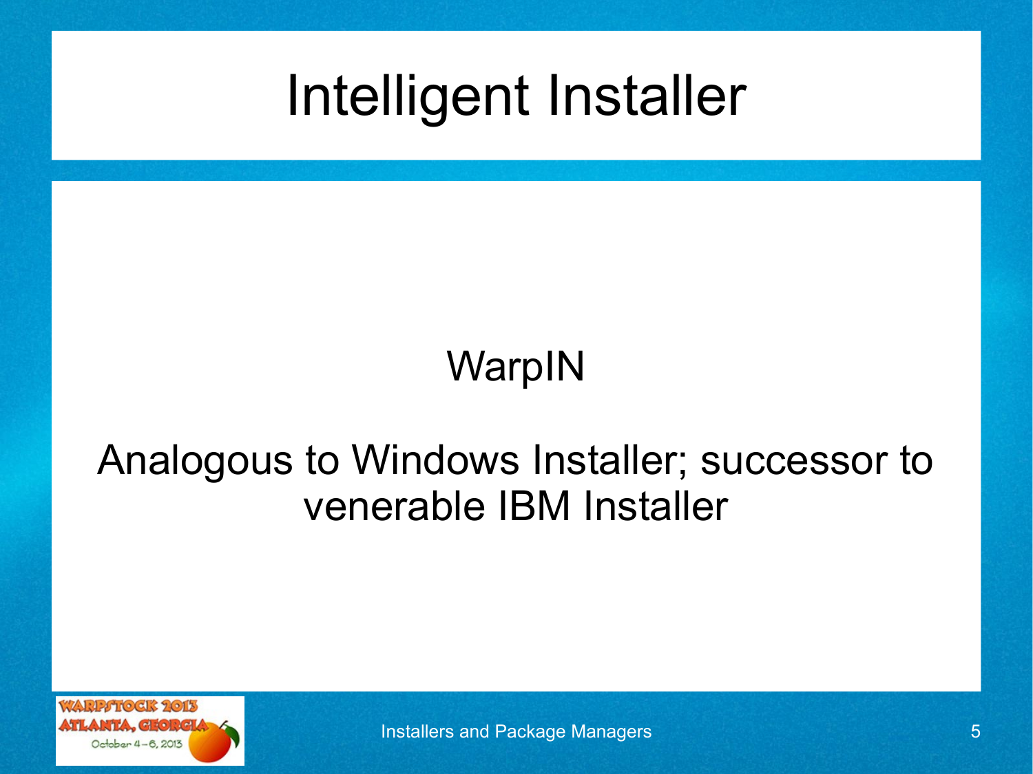# Intelligent Installer

WarpIN

Analogous to Windows Installer; successor to venerable IBM Installer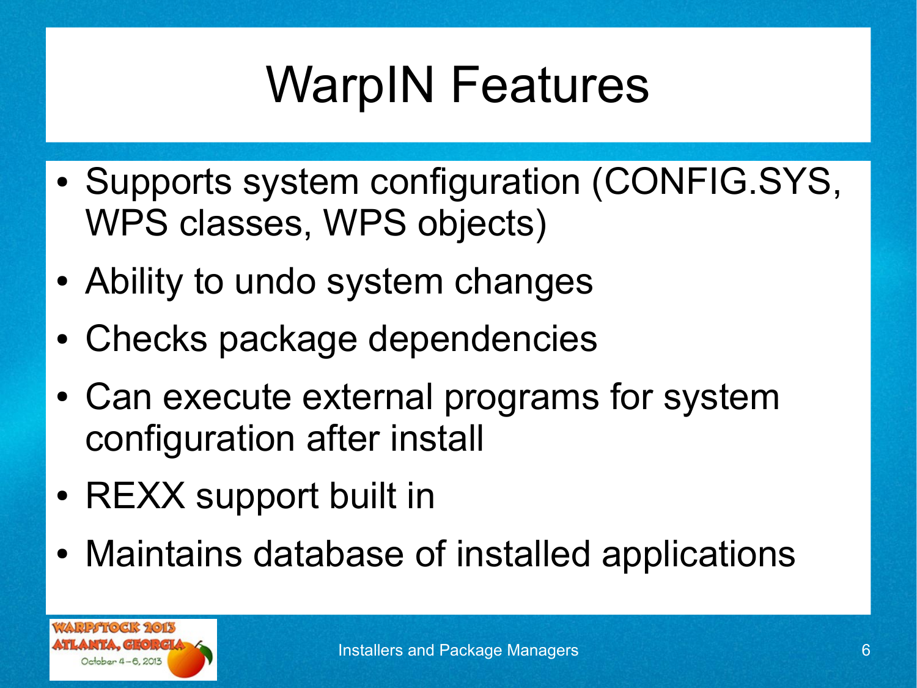# WarpIN Features

- Supports system configuration (CONFIG.SYS, WPS classes, WPS objects)
- Ability to undo system changes
- Checks package dependencies
- Can execute external programs for system configuration after install
- REXX support built in
- Maintains database of installed applications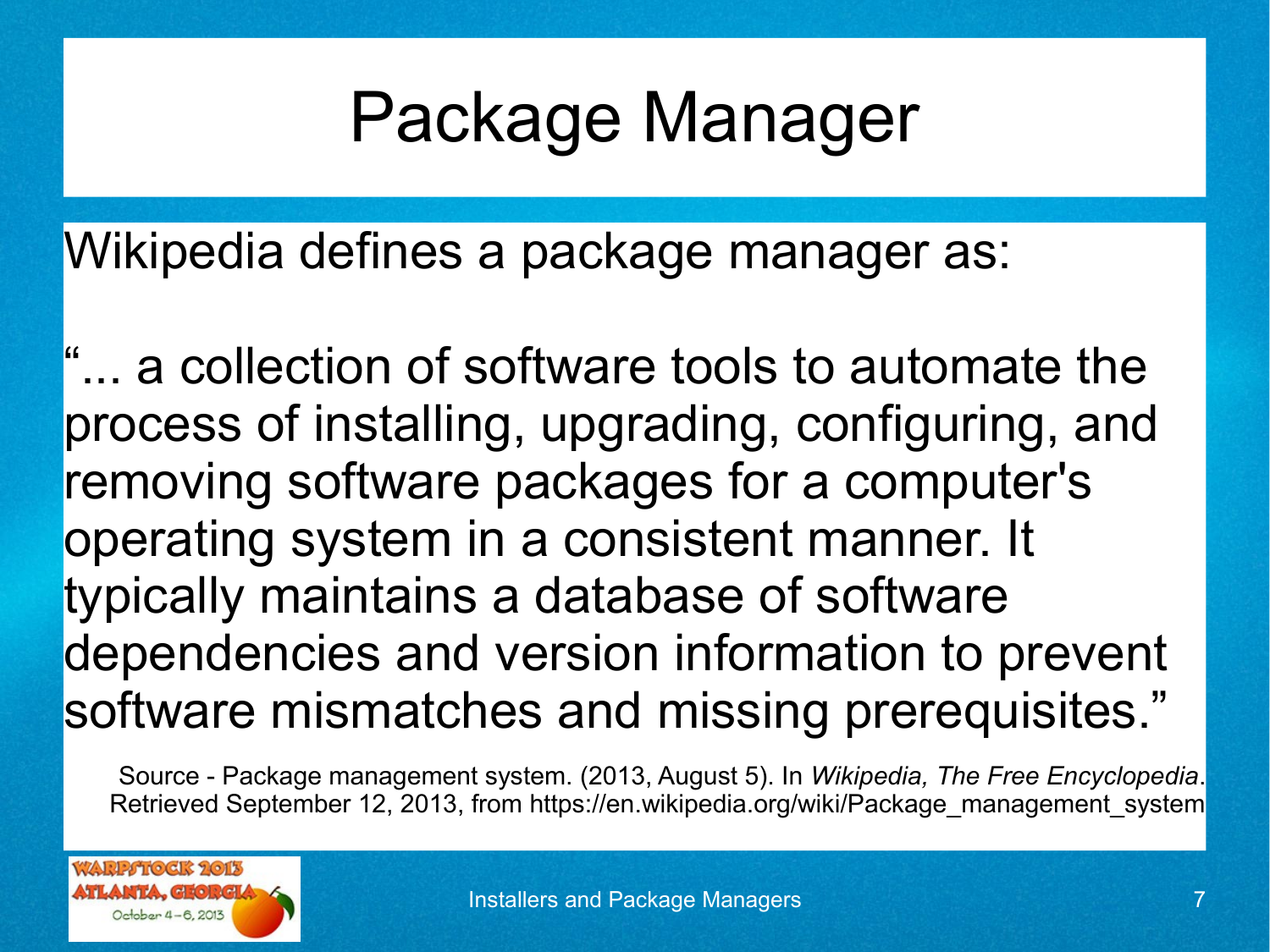# Package Manager

Wikipedia defines a package manager as:

“... a collection of software tools to automate the process of installing, upgrading, configuring, and removing software packages for a computer's operating system in a consistent manner. It typically maintains a database of software dependencies and version information to prevent software mismatches and missing prerequisites.”

Source - Package management system. (2013, August 5). In *Wikipedia, The Free Encyclopedia*. Retrieved September 12, 2013, from https://en.wikipedia.org/wiki/Package_management_system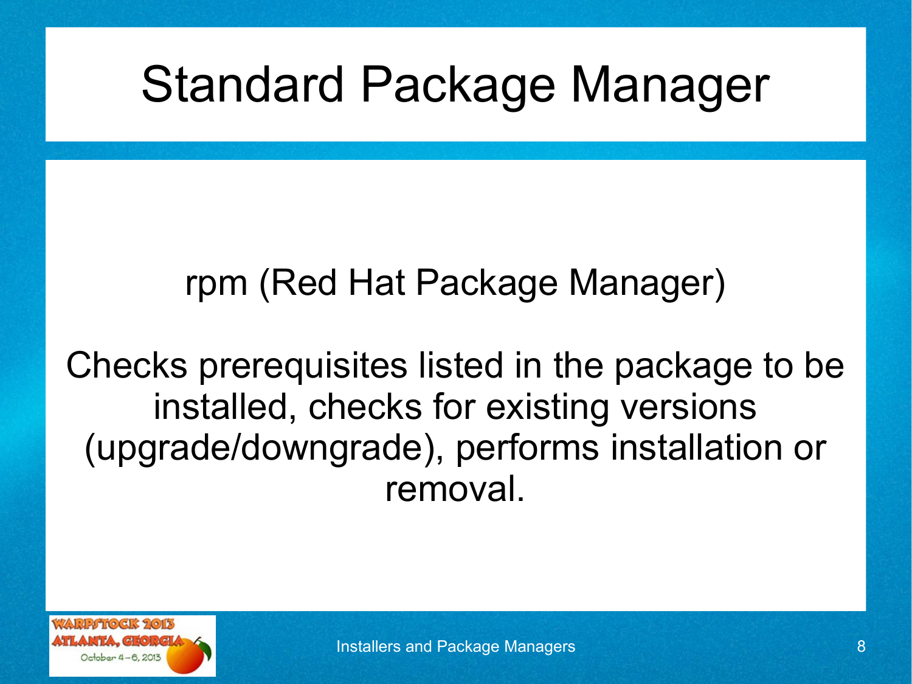# Standard Package Manager

rpm (Red Hat Package Manager)

Checks prerequisites listed in the package to be installed, checks for existing versions (upgrade/downgrade), performs installation or removal.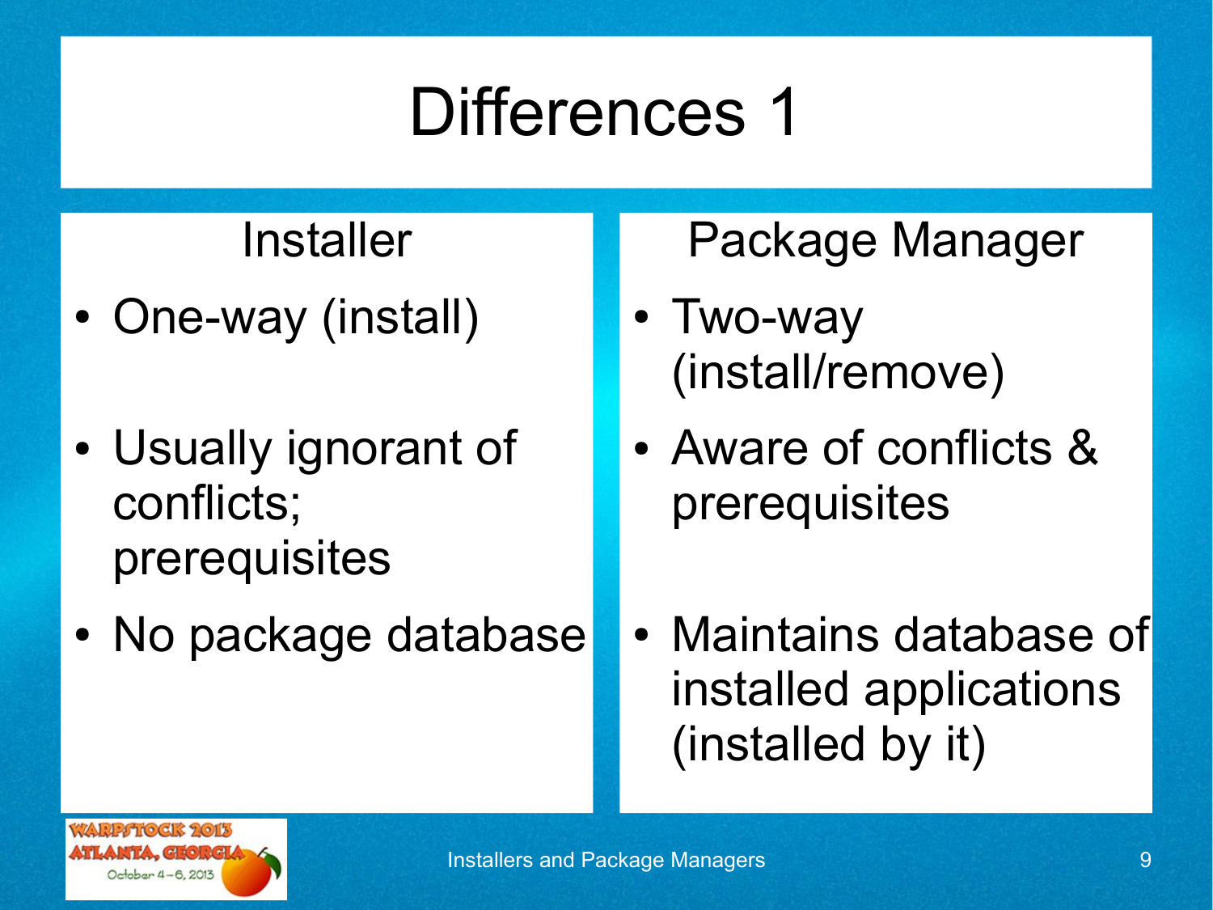# Differences 1

| Installer | Package Manager |
| --- | --- |
| One-way (install) | Two-way (install/remove) |
| Usually ignorant of conflicts; prerequisites | Aware of conflicts & prerequisites |
| No package database | Maintains database of installed applications (installed by it) |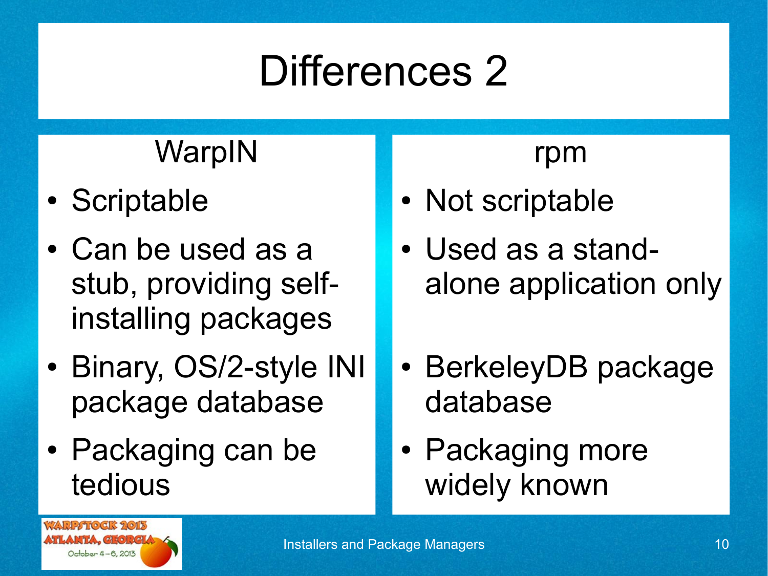# Differences 2

## WarpIN

- Scriptable
- Can be used as a stub, providing self-installing packages
- Binary, OS/2-style INI package database
- Packaging can be tedious

## rpm

- Not scriptable
- Used as a stand-alone application only
- BerkeleyDB package database
- Packaging more widely known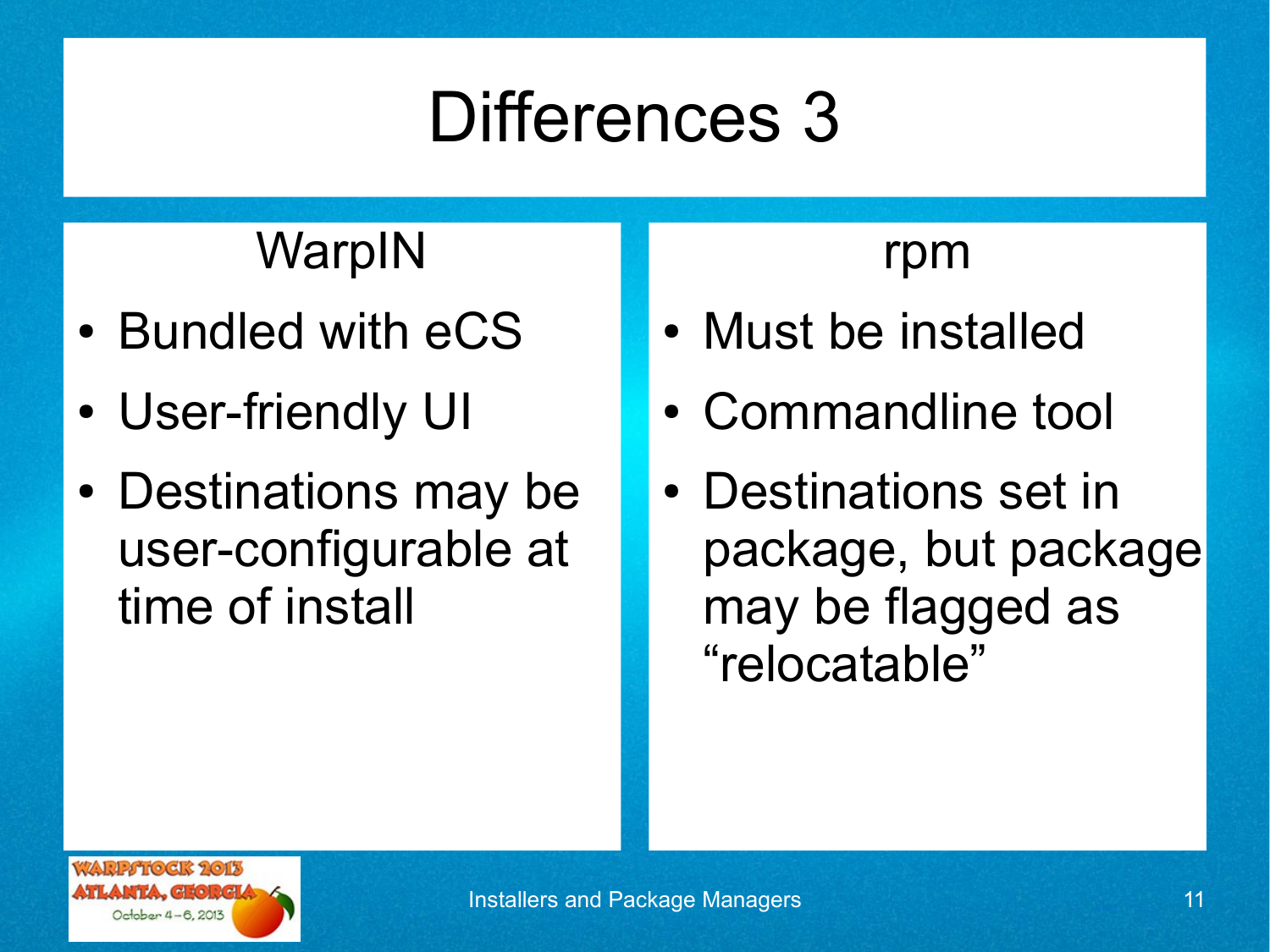# Differences 3

## WarpIN

- Bundled with eCS
- User-friendly UI
- Destinations may be user-configurable at time of install

## rpm

- Must be installed
- Commandline tool
- Destinations set in package, but package may be flagged as “relocatable”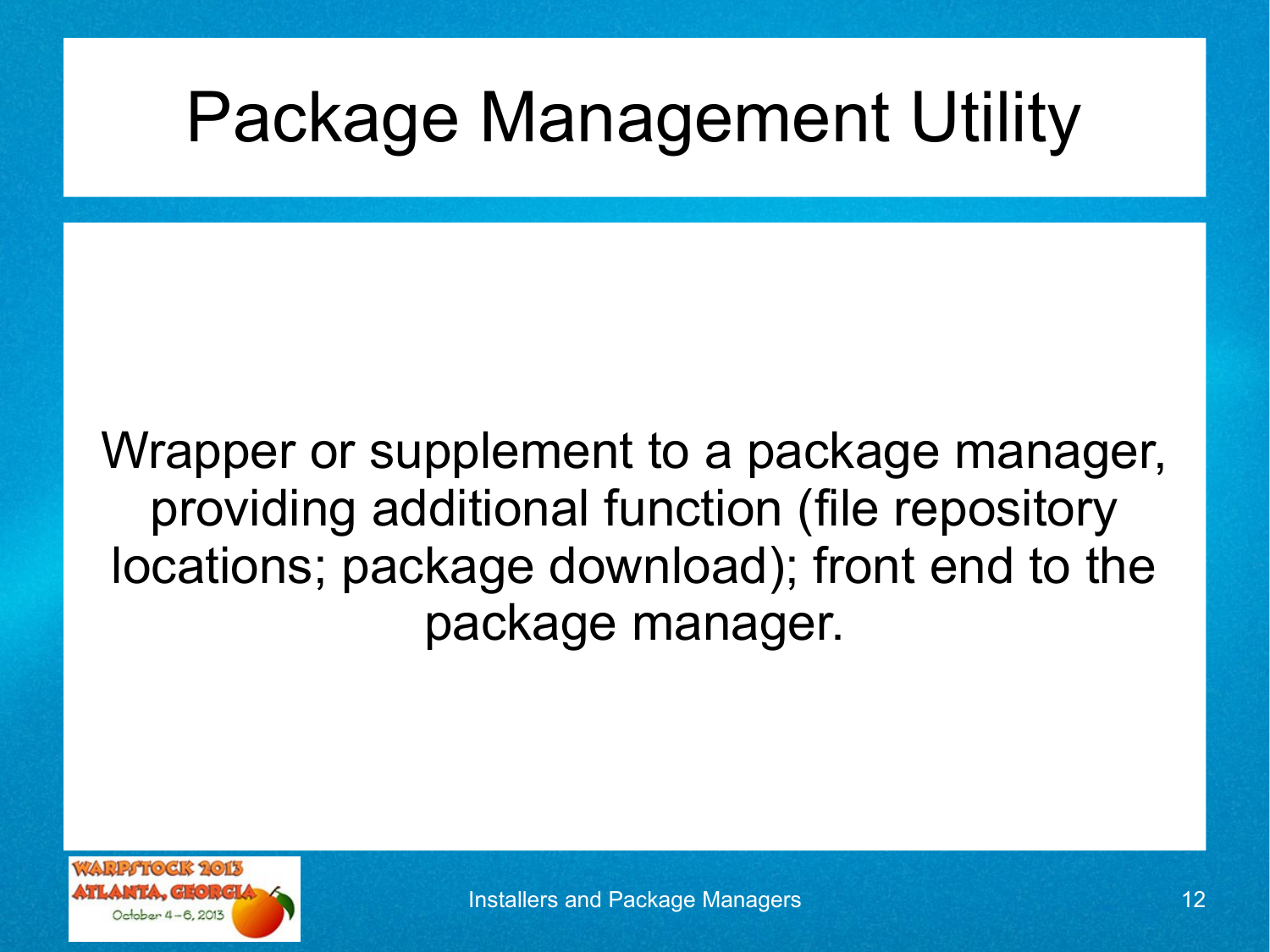# Package Management Utility

Wrapper or supplement to a package manager, providing additional function (file repository locations; package download); front end to the package manager.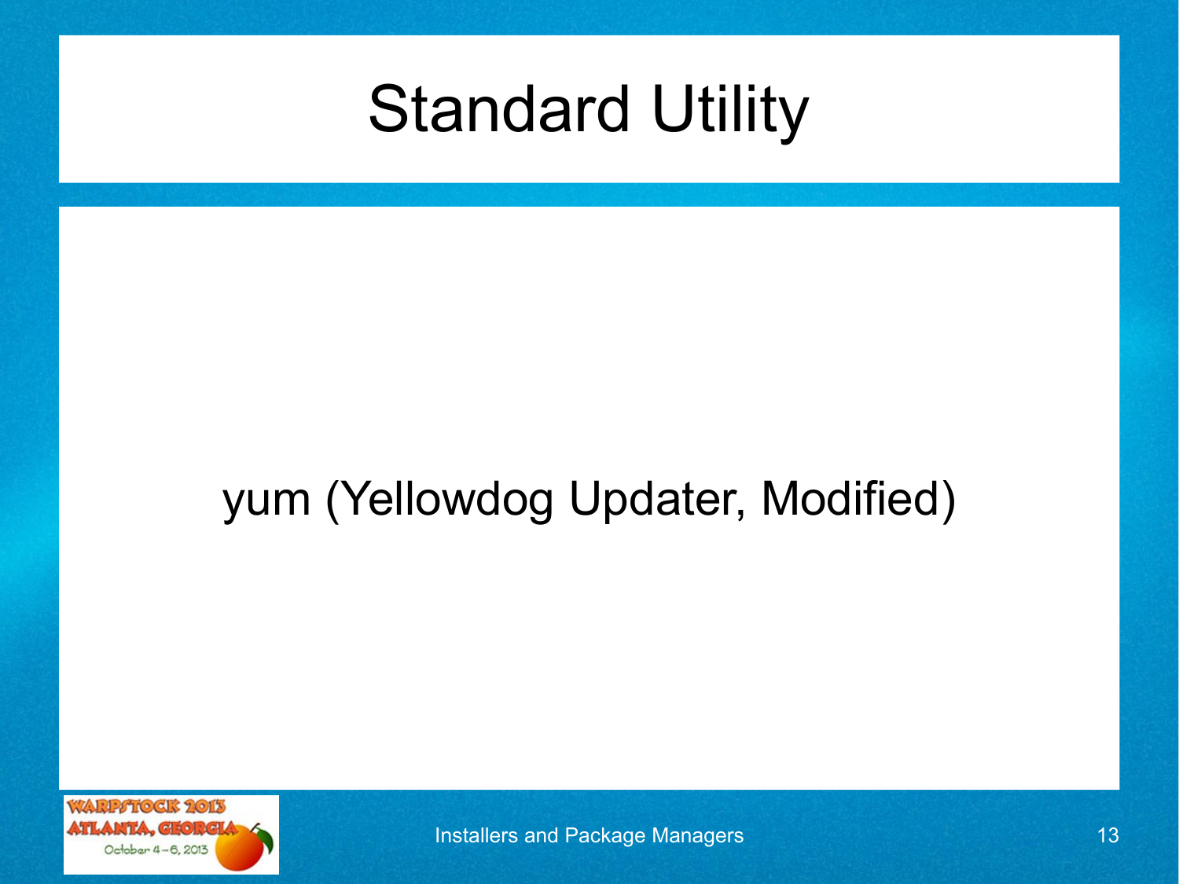# Standard Utility

yum (Yellowdog Updater, Modified)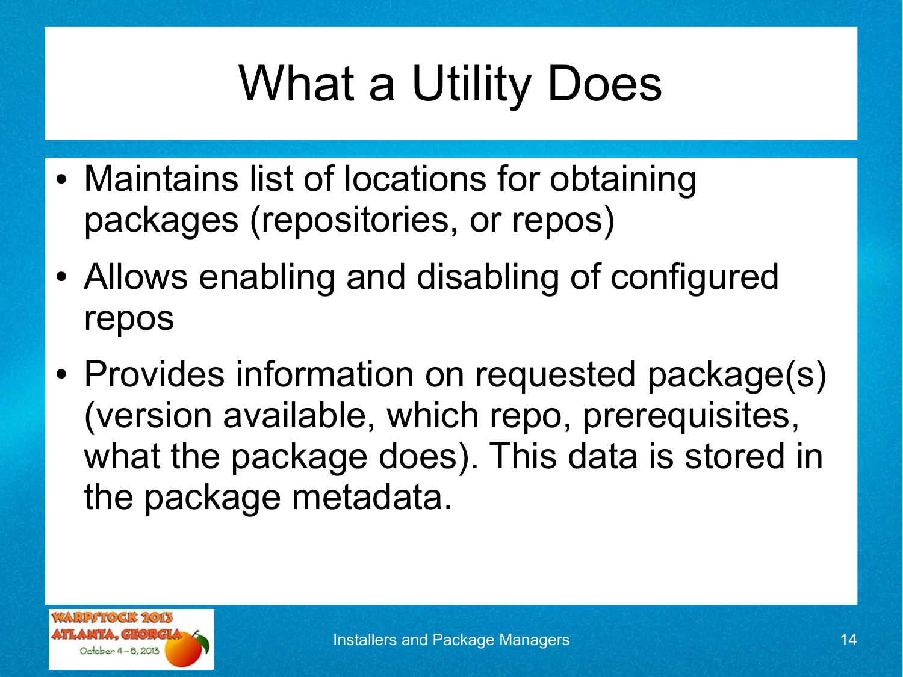# What a Utility Does

- Maintains list of locations for obtaining packages (repositories, or repos)
- Allows enabling and disabling of configured repos
- Provides information on requested package(s) (version available, which repo, prerequisites, what the package does). This data is stored in the package metadata.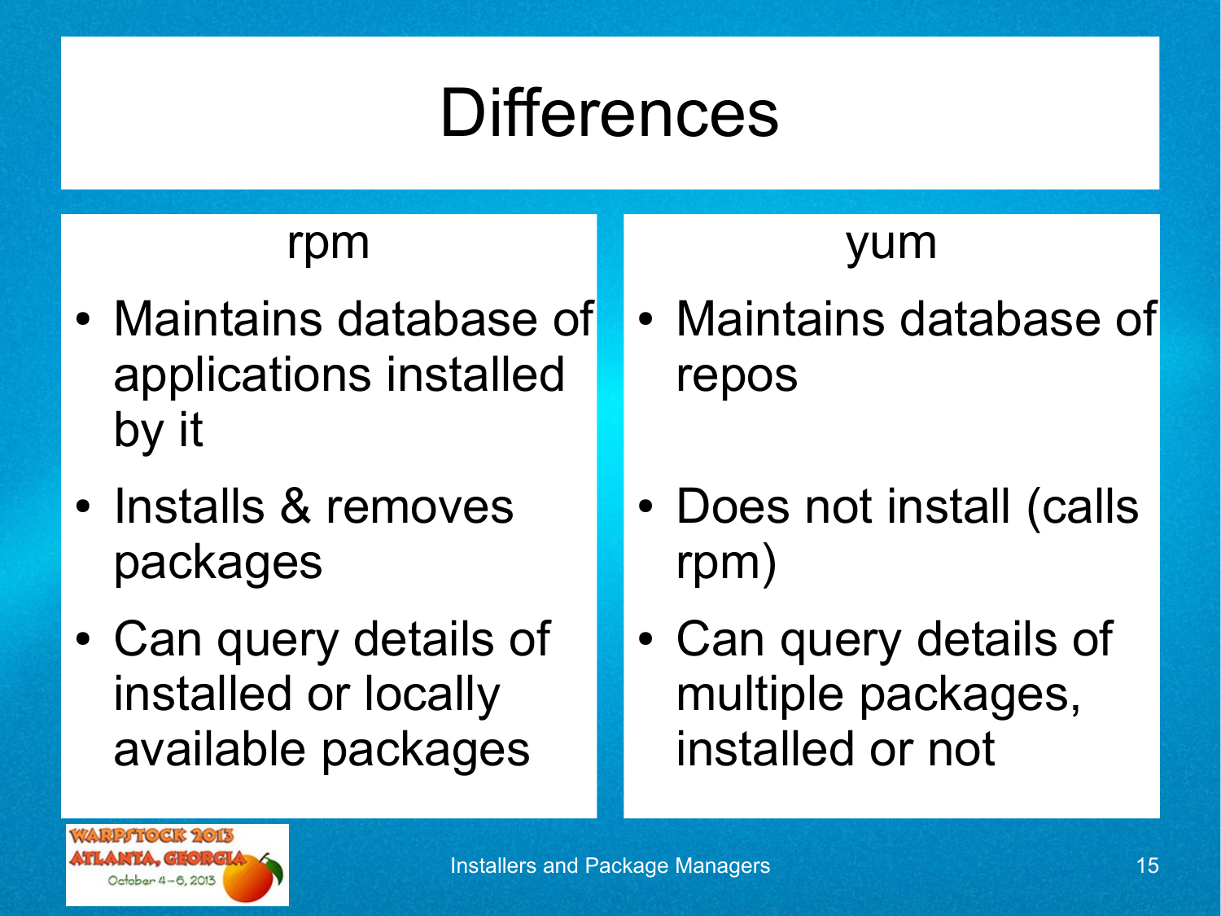# Differences

## rpm

- Maintains database of applications installed by it
- Installs & removes packages
- Can query details of installed or locally available packages

## yum

- Maintains database of repos
- Does not install (calls rpm)
- Can query details of multiple packages, installed or not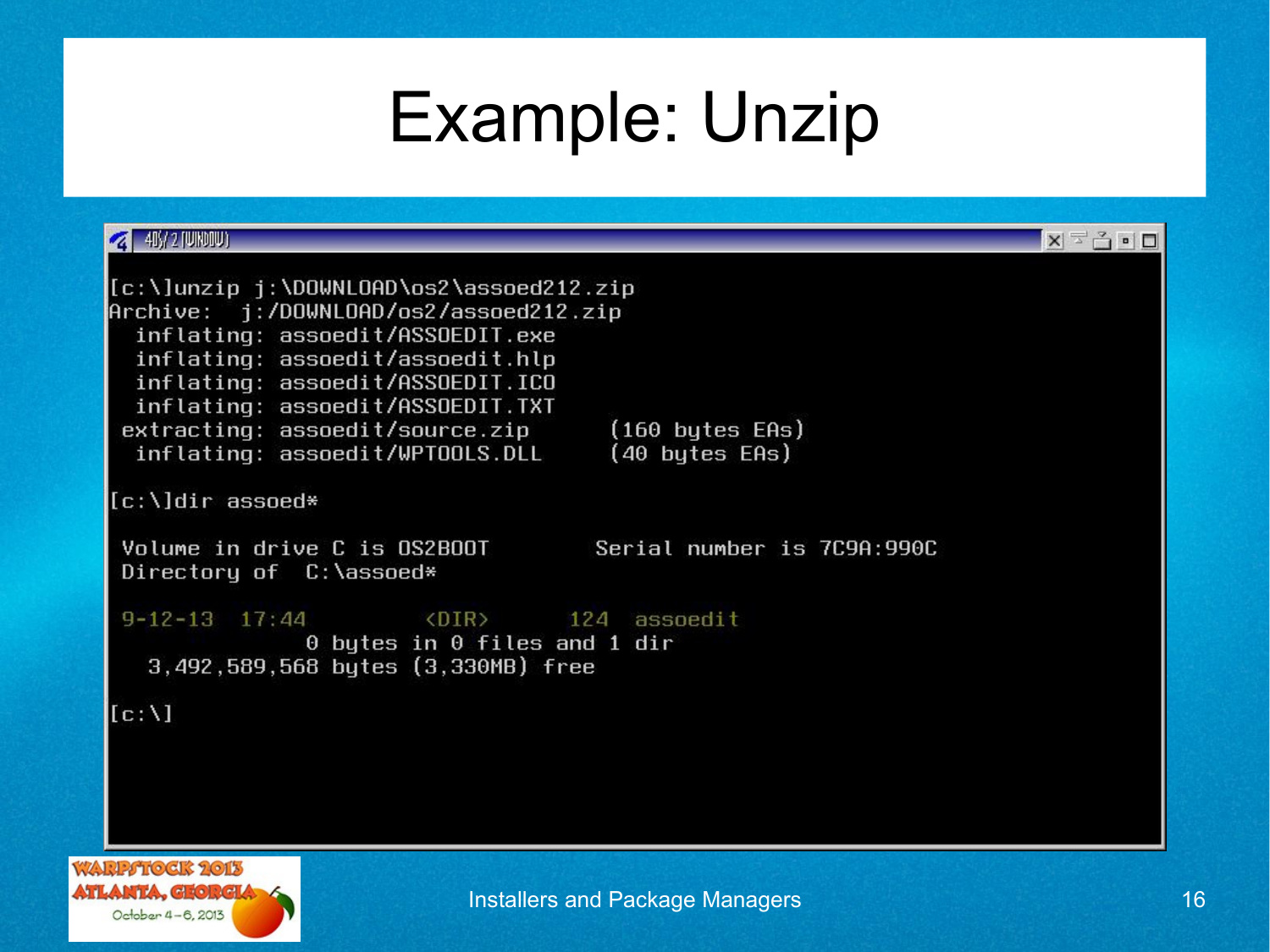# Example: Unzip

```
[c:\]unzip j:\DOWNLOAD\os2\assoed212.zip
Archive:  j:/DOWNLOAD/os2/assoed212.zip
  inflating: assoedit/ASSOEDIT.exe
  inflating: assoedit/assoedit.hlp
  inflating: assoedit/ASSOEDIT.ICO
  inflating: assoedit/ASSOEDIT.TXT
 extracting: assoedit/source.zip      (160 bytes EAs)
  inflating: assoedit/WPTOOLS.DLL     (40 bytes EAs)

[c:\]dir assoed*

 Volume in drive C is OS2BOOT        Serial number is 7C9A:990C
 Directory of  C:\assoed*

 9-12-13  17:44         <DIR>      124  assoedit
                0 bytes in 0 files and 1 dir
    3,492,589,568 bytes (3,330MB) free

[c:\]
```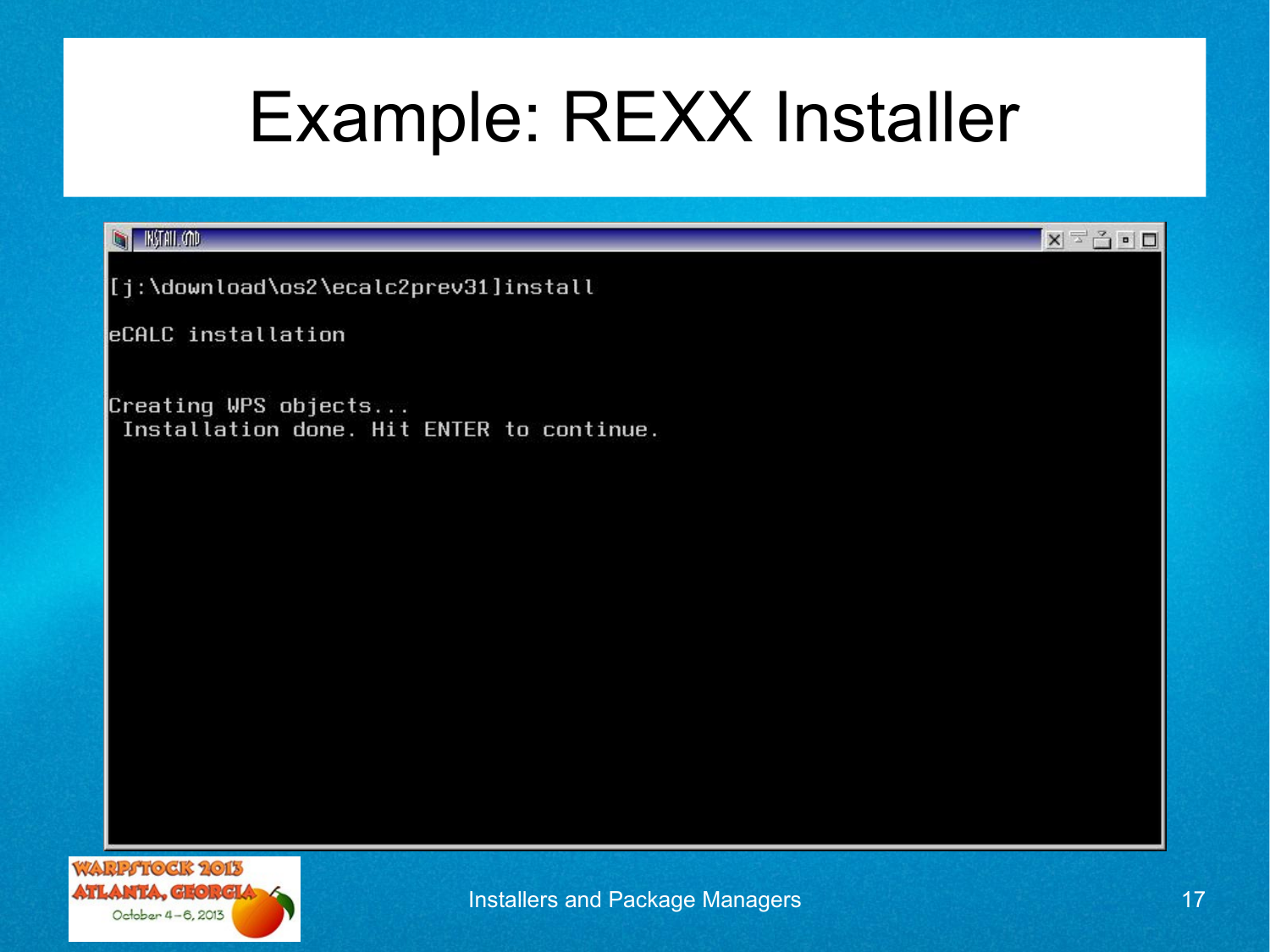# Example: REXX Installer

```
INSTALL.CMD

[j:\download\os2\ecalc2prev31]install

eCALC installation


Creating WPS objects...
 Installation done. Hit ENTER to continue.
```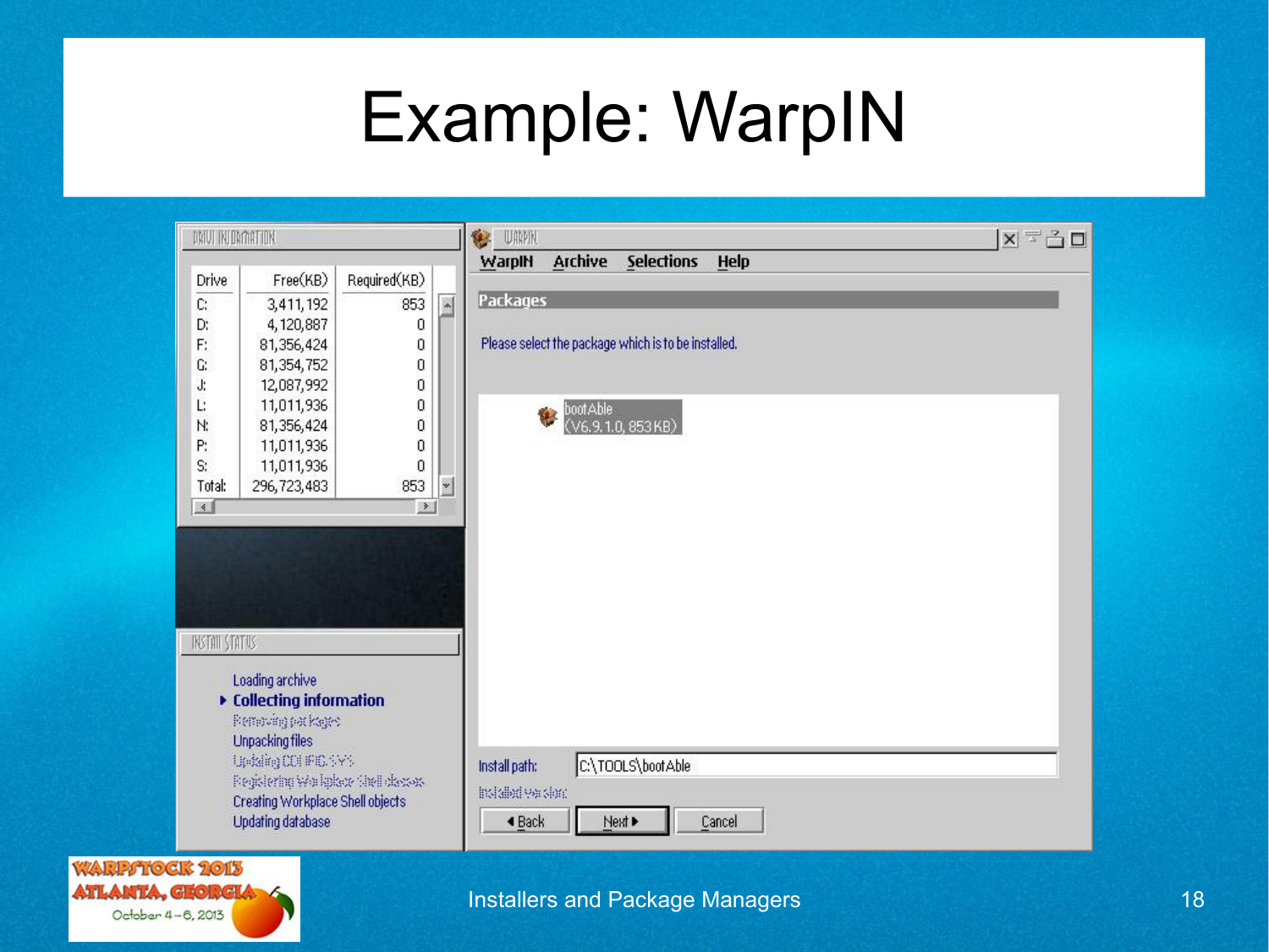# Example: WarpIN

| Drive | Free(KB) | Required(KB) |
| --- | --- | --- |
| C: | 3,411,192 | 853 |
| D: | 4,120,887 | 0 |
| F: | 81,356,424 | 0 |
| G: | 81,354,752 | 0 |
| J: | 12,087,992 | 0 |
| L: | 11,011,936 | 0 |
| N: | 81,356,424 | 0 |
| P: | 11,011,936 | 0 |
| S: | 11,011,936 | 0 |
| Total: | 296,723,483 | 853 |

WarpIN   Archive   Selections   Help

**Packages**

Please select the package which is to be installed.

bootAble
(V6.9.1.0, 853 KB)

Install path: C:\TOOLS\bootAble

Installed version:

◀ Back   Next ▶   Cancel

INSTALL STATUS

- Loading archive
- ▸ **Collecting information**
- Removing packages
- Unpacking files
- Updating CONFIG.SYS
- Registering Workplace Shell classes
- Creating Workplace Shell objects
- Updating database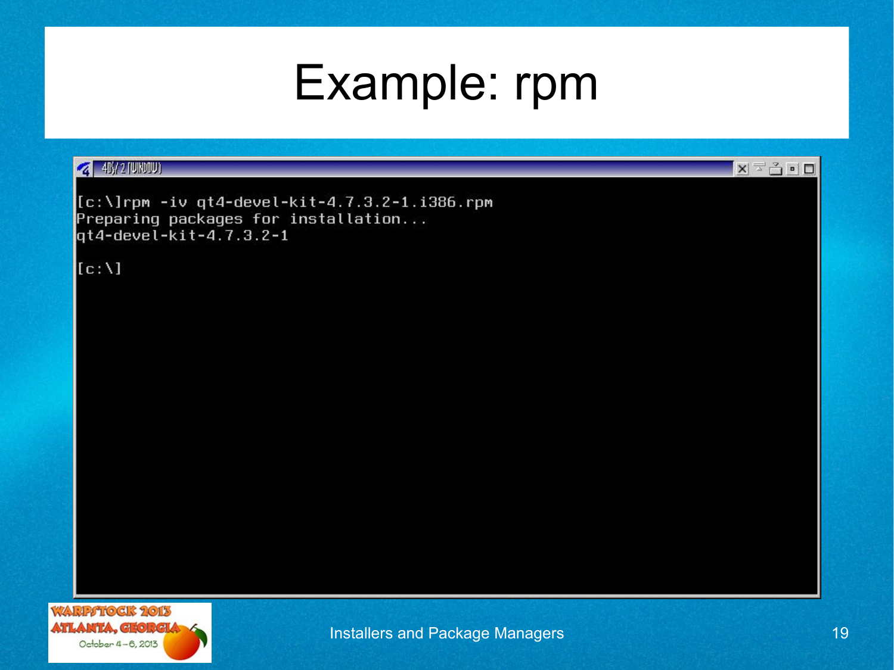# Example: rpm

```
[c:\]rpm -iv qt4-devel-kit-4.7.3.2-1.i386.rpm
Preparing packages for installation...
qt4-devel-kit-4.7.3.2-1

[c:\]
```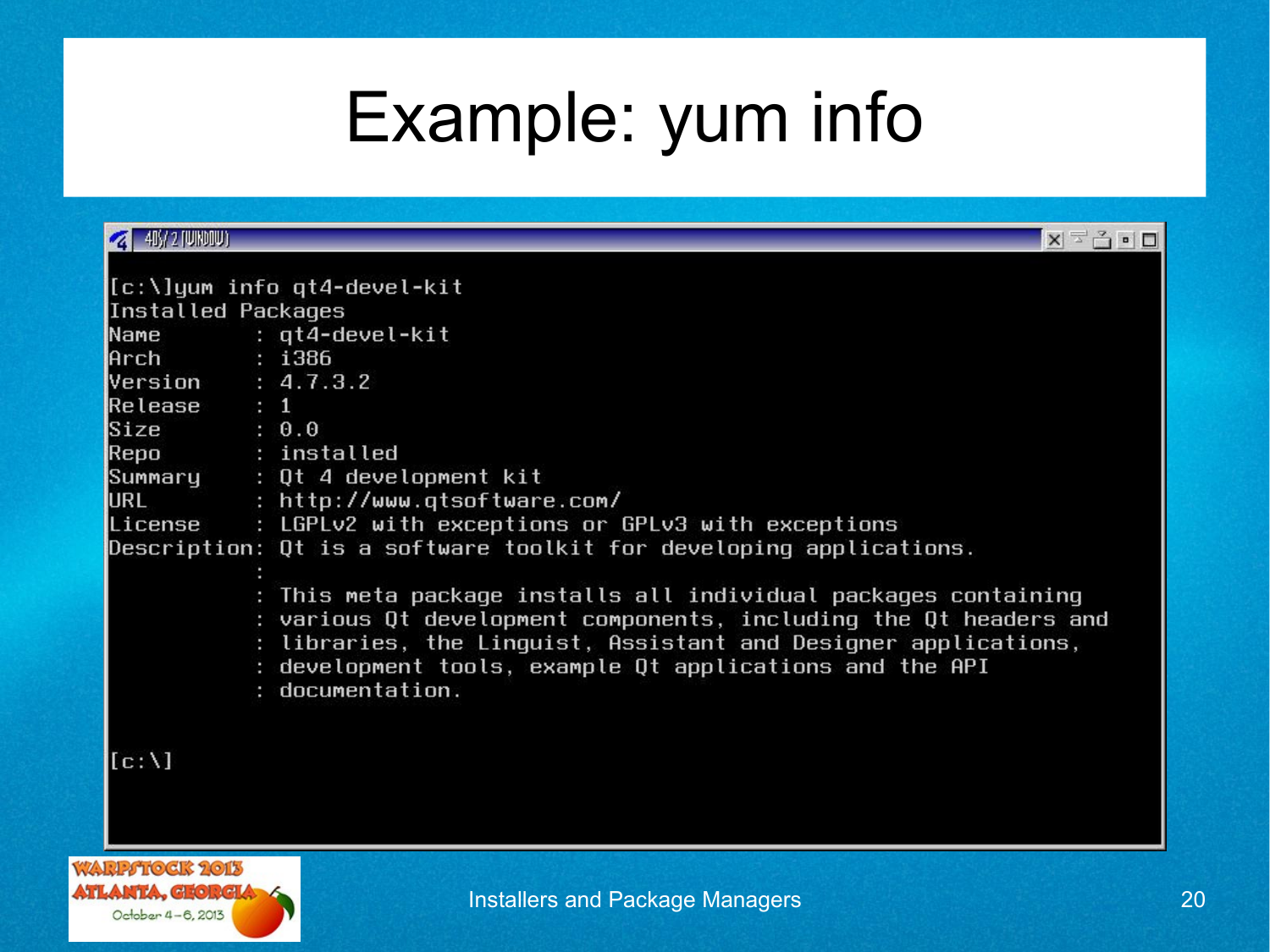# Example: yum info

```
[c:\]yum info qt4-devel-kit
Installed Packages
Name        : qt4-devel-kit
Arch        : i386
Version     : 4.7.3.2
Release     : 1
Size        : 0.0
Repo        : installed
Summary     : Qt 4 development kit
URL         : http://www.qtsoftware.com/
License     : LGPLv2 with exceptions or GPLv3 with exceptions
Description: Qt is a software toolkit for developing applications.
            :
            : This meta package installs all individual packages containing
            : various Qt development components, including the Qt headers and
            : libraries, the Linguist, Assistant and Designer applications,
            : development tools, example Qt applications and the API
            : documentation.


[c:\]
```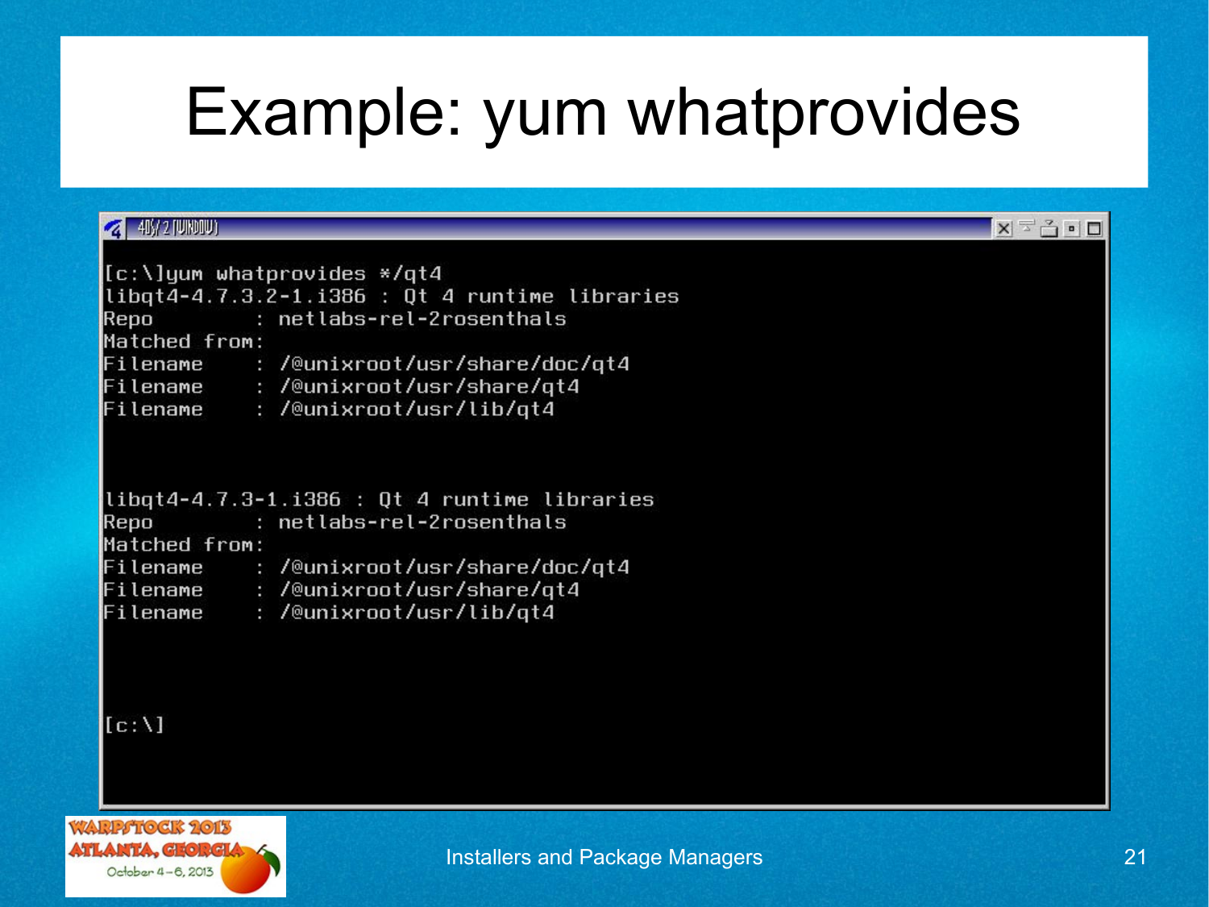# Example: yum whatprovides

```
[c:\]yum whatprovides */qt4
libqt4-4.7.3.2-1.i386 : Qt 4 runtime libraries
Repo        : netlabs-rel-2rosenthals
Matched from:
Filename    : /@unixroot/usr/share/doc/qt4
Filename    : /@unixroot/usr/share/qt4
Filename    : /@unixroot/usr/lib/qt4



libqt4-4.7.3-1.i386 : Qt 4 runtime libraries
Repo        : netlabs-rel-2rosenthals
Matched from:
Filename    : /@unixroot/usr/share/doc/qt4
Filename    : /@unixroot/usr/share/qt4
Filename    : /@unixroot/usr/lib/qt4



[c:\]
```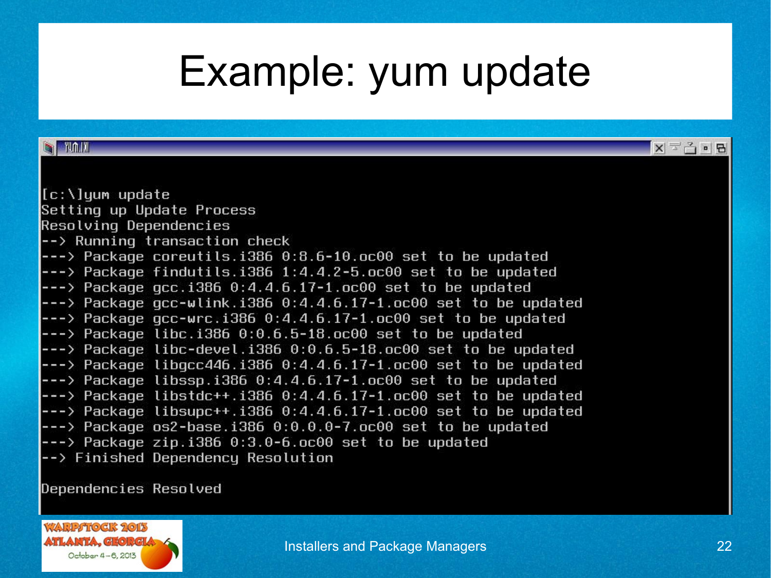# Example: yum update

```
[c:\]yum update
Setting up Update Process
Resolving Dependencies
--> Running transaction check
---> Package coreutils.i386 0:8.6-10.oc00 set to be updated
---> Package findutils.i386 1:4.4.2-5.oc00 set to be updated
---> Package gcc.i386 0:4.4.6.17-1.oc00 set to be updated
---> Package gcc-wlink.i386 0:4.4.6.17-1.oc00 set to be updated
---> Package gcc-wrc.i386 0:4.4.6.17-1.oc00 set to be updated
---> Package libc.i386 0:0.6.5-18.oc00 set to be updated
---> Package libc-devel.i386 0:0.6.5-18.oc00 set to be updated
---> Package libgcc446.i386 0:4.4.6.17-1.oc00 set to be updated
---> Package libssp.i386 0:4.4.6.17-1.oc00 set to be updated
---> Package libstdc++.i386 0:4.4.6.17-1.oc00 set to be updated
---> Package libsupc++.i386 0:4.4.6.17-1.oc00 set to be updated
---> Package os2-base.i386 0:0.0.0-7.oc00 set to be updated
---> Package zip.i386 0:3.0-6.oc00 set to be updated
--> Finished Dependency Resolution

Dependencies Resolved
```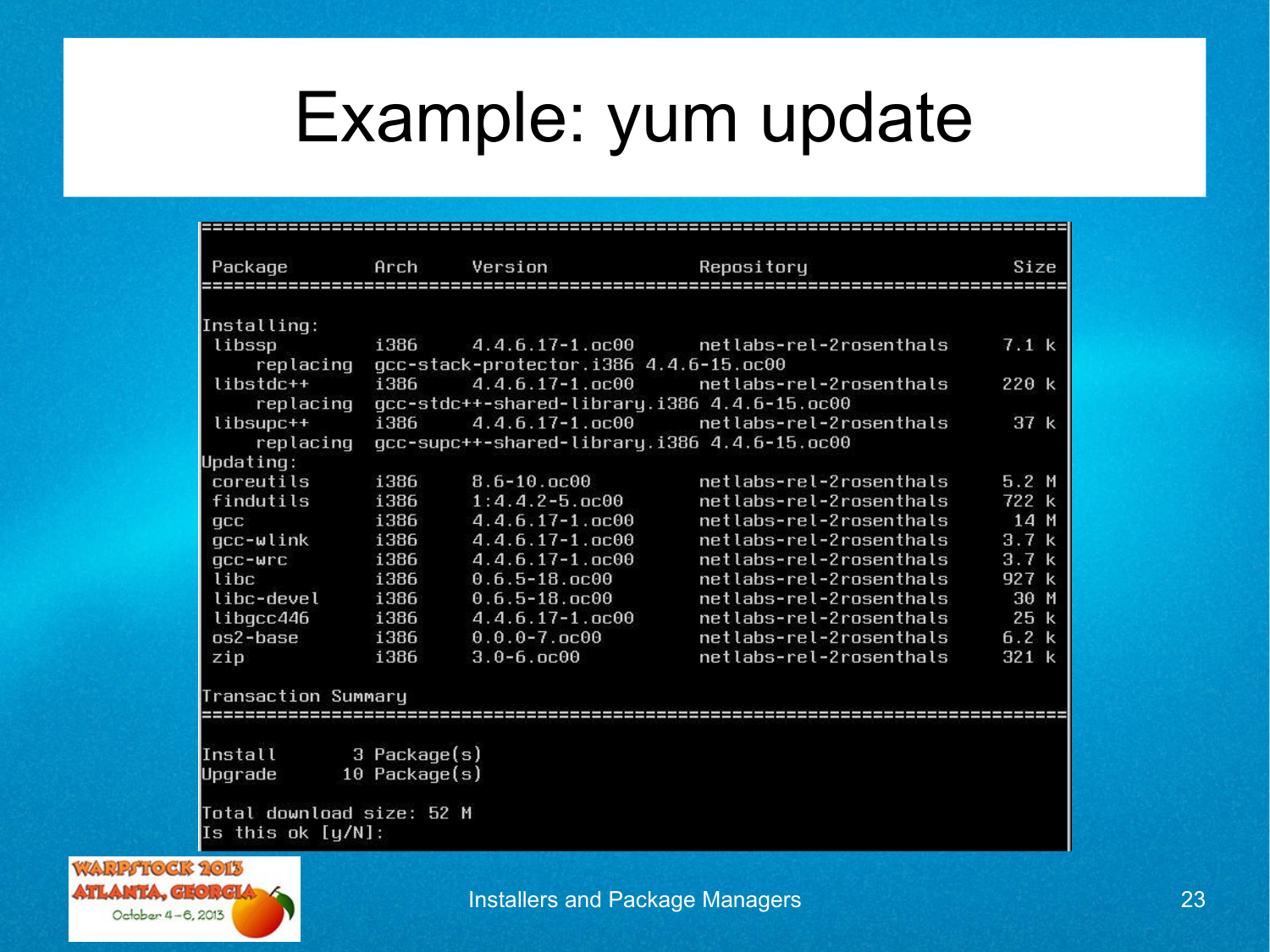# Example: yum update

```
================================================================================
 Package        Arch      Version                Repository                Size
================================================================================
Installing:
 libssp         i386      4.4.6.17-1.oc00        netlabs-rel-2rosenthals   7.1 k
     replacing  gcc-stack-protector.i386 4.4.6-15.oc00
 libstdc++      i386      4.4.6.17-1.oc00        netlabs-rel-2rosenthals   220 k
     replacing  gcc-stdc++-shared-library.i386 4.4.6-15.oc00
 libsupc++      i386      4.4.6.17-1.oc00        netlabs-rel-2rosenthals    37 k
     replacing  gcc-supc++-shared-library.i386 4.4.6-15.oc00
Updating:
 coreutils      i386      8.6-10.oc00            netlabs-rel-2rosenthals   5.2 M
 findutils      i386      1:4.4.2-5.oc00         netlabs-rel-2rosenthals   722 k
 gcc            i386      4.4.6.17-1.oc00        netlabs-rel-2rosenthals    14 M
 gcc-wlink      i386      4.4.6.17-1.oc00        netlabs-rel-2rosenthals   3.7 k
 gcc-wrc        i386      4.4.6.17-1.oc00        netlabs-rel-2rosenthals   3.7 k
 libc           i386      0.6.5-18.oc00          netlabs-rel-2rosenthals   927 k
 libc-devel     i386      0.6.5-18.oc00          netlabs-rel-2rosenthals    30 M
 libgcc446      i386      4.4.6.17-1.oc00        netlabs-rel-2rosenthals    25 k
 os2-base       i386      0.0.0-7.oc00           netlabs-rel-2rosenthals   6.2 k
 zip            i386      3.0-6.oc00             netlabs-rel-2rosenthals   321 k

Transaction Summary
================================================================================
Install       3 Package(s)
Upgrade      10 Package(s)

Total download size: 52 M
Is this ok [y/N]:
```

Installers and Package Managers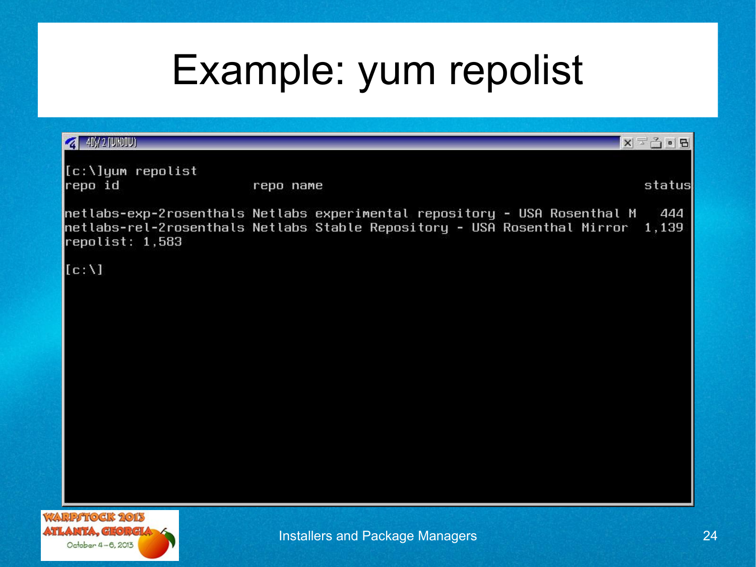# Example: yum repolist

```
[c:\]yum repolist
repo id                   repo name                                         status

netlabs-exp-2rosenthals Netlabs experimental repository - USA Rosenthal M    444
netlabs-rel-2rosenthals Netlabs Stable Repository - USA Rosenthal Mirror   1,139
repolist: 1,583

[c:\]
```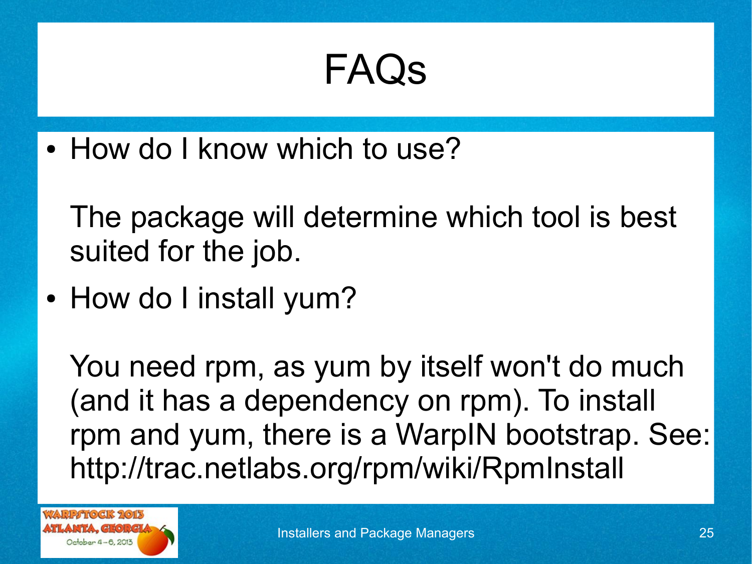# FAQs

- How do I know which to use?

  The package will determine which tool is best suited for the job.

- How do I install yum?

  You need rpm, as yum by itself won't do much (and it has a dependency on rpm). To install rpm and yum, there is a WarpIN bootstrap. See: http://trac.netlabs.org/rpm/wiki/RpmInstall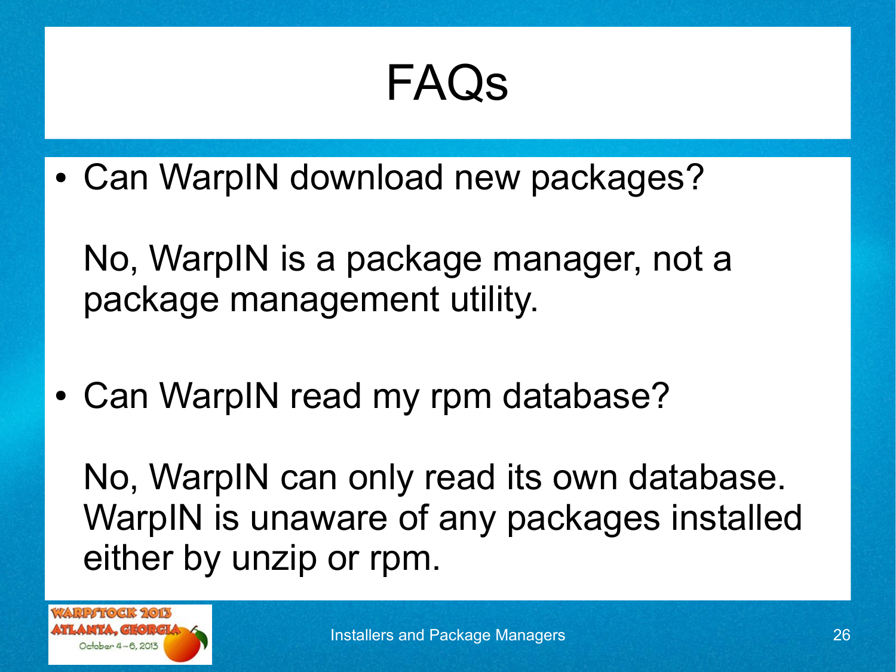# FAQs

- Can WarpIN download new packages?

  No, WarpIN is a package manager, not a package management utility.

- Can WarpIN read my rpm database?

  No, WarpIN can only read its own database. WarpIN is unaware of any packages installed either by unzip or rpm.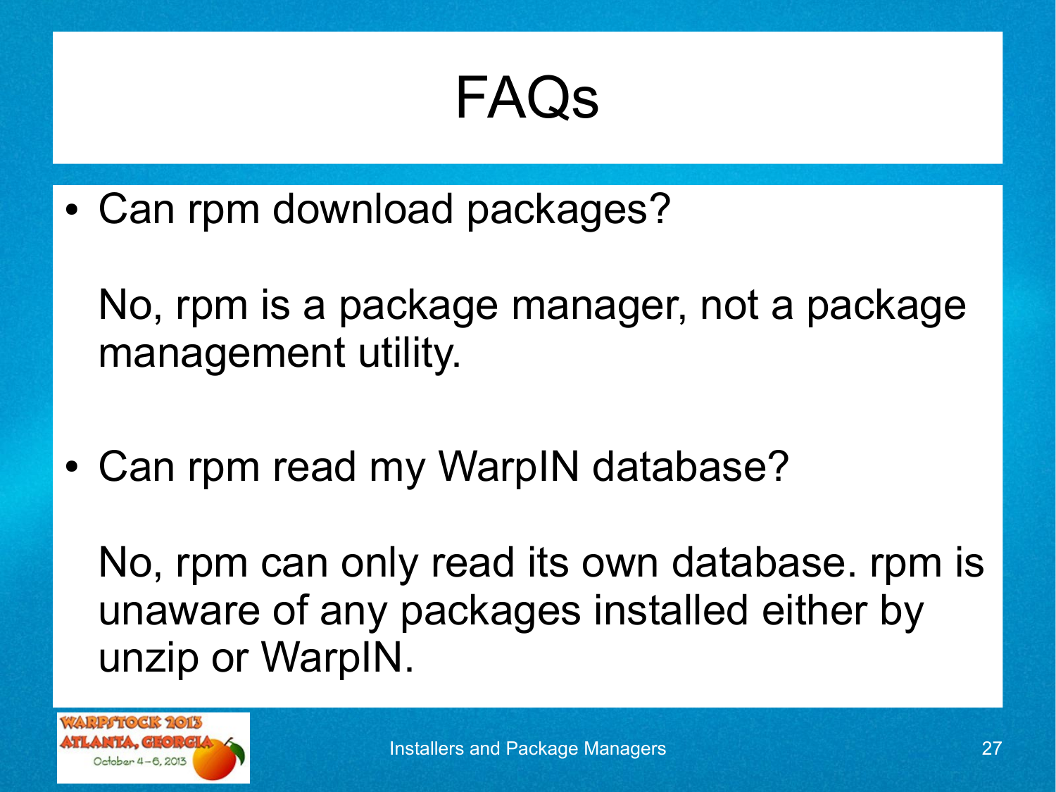# FAQs

- Can rpm download packages?

  No, rpm is a package manager, not a package management utility.

- Can rpm read my WarpIN database?

  No, rpm can only read its own database. rpm is unaware of any packages installed either by unzip or WarpIN.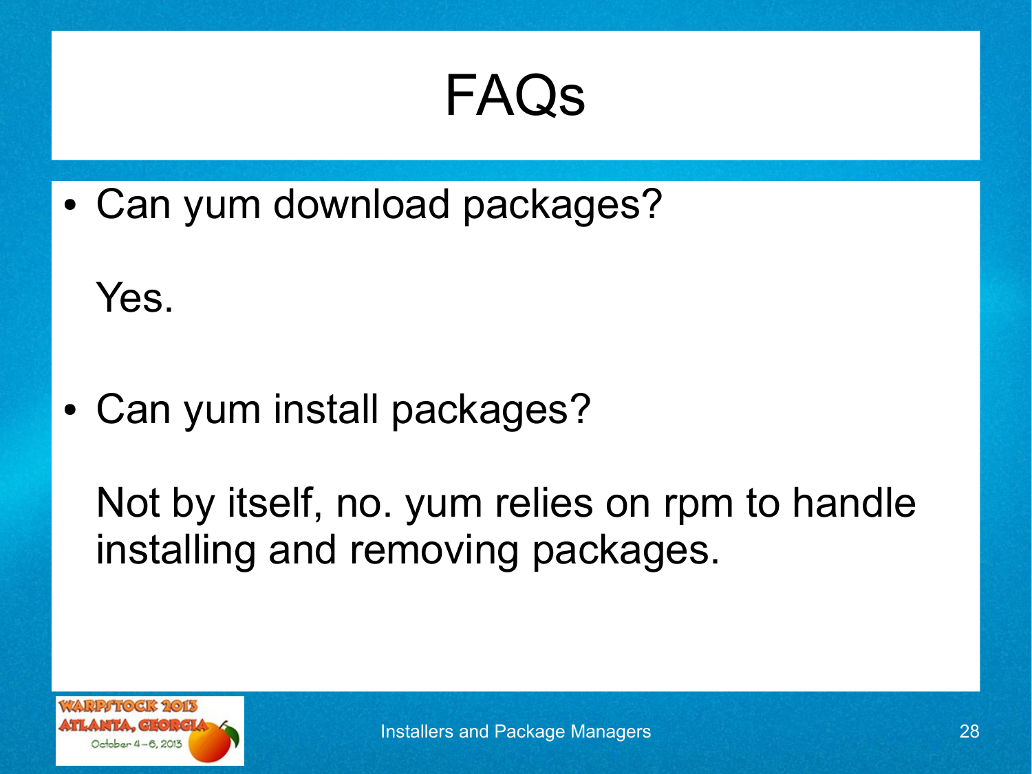# FAQs

- Can yum download packages?

  Yes.

- Can yum install packages?

  Not by itself, no. yum relies on rpm to handle installing and removing packages.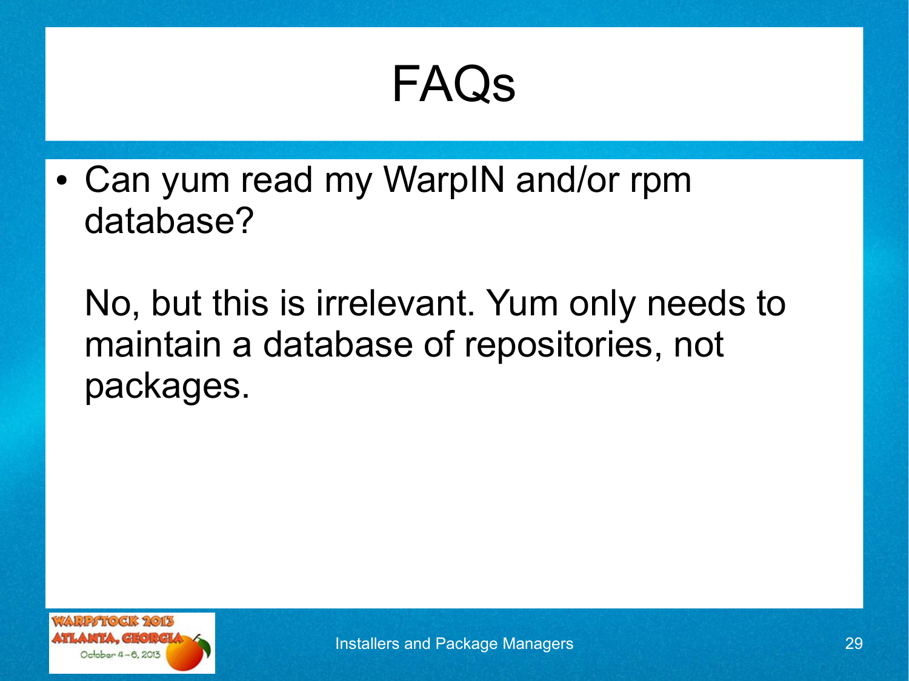# FAQs

- Can yum read my WarpIN and/or rpm database?

  No, but this is irrelevant. Yum only needs to maintain a database of repositories, not packages.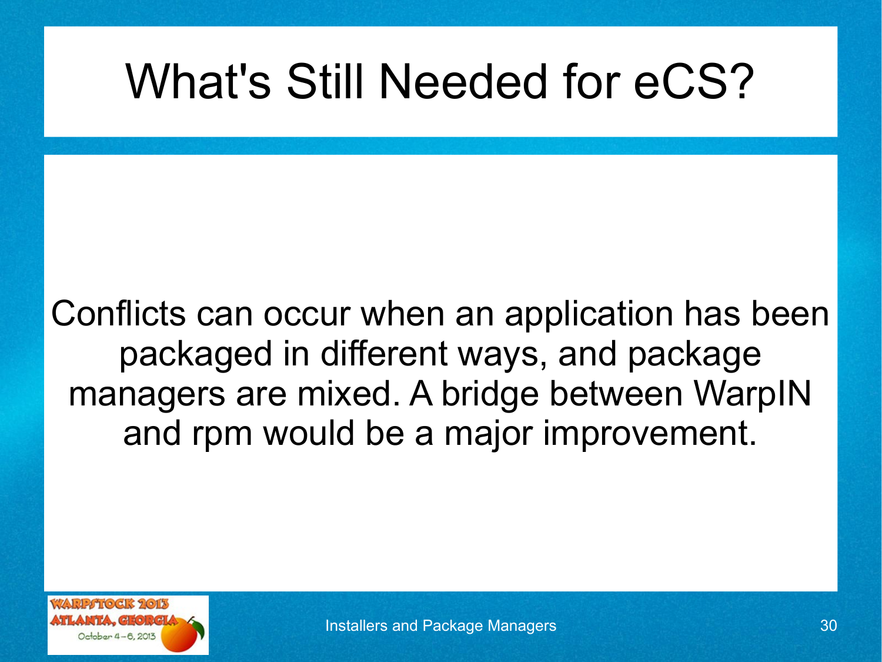# What's Still Needed for eCS?

Conflicts can occur when an application has been packaged in different ways, and package managers are mixed. A bridge between WarpIN and rpm would be a major improvement.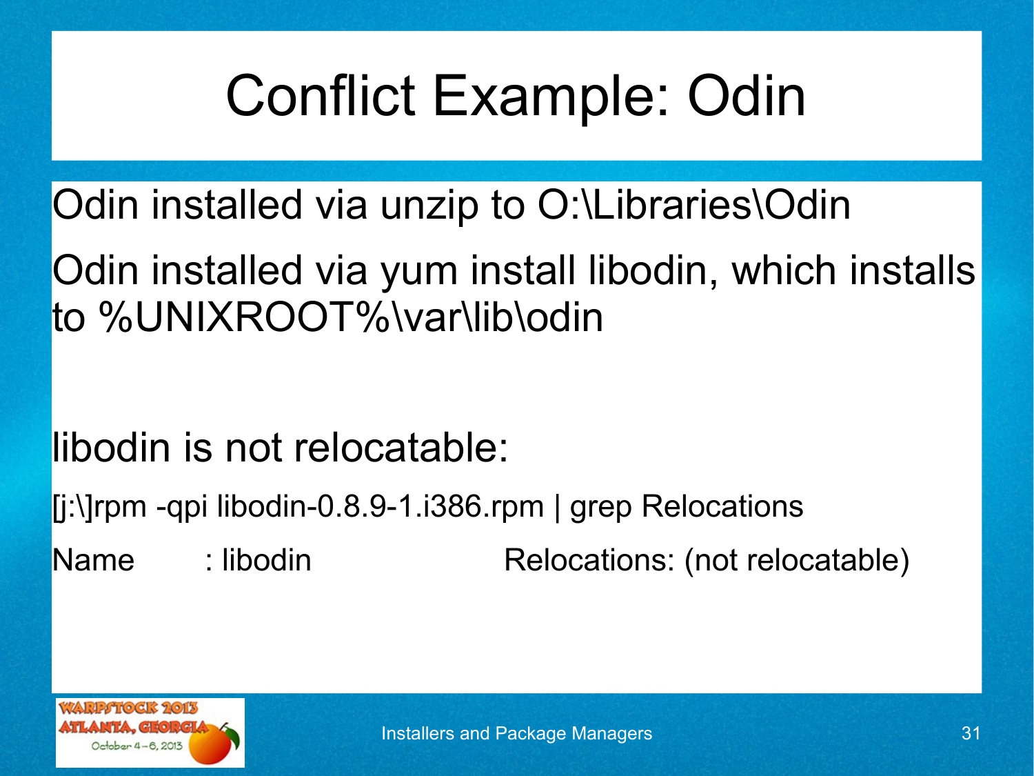# Conflict Example: Odin

Odin installed via unzip to O:\Libraries\Odin

Odin installed via yum install libodin, which installs to %UNIXROOT%\var\lib\odin

libodin is not relocatable:

```
[j:\]rpm -qpi libodin-0.8.9-1.i386.rpm | grep Relocations
Name        : libodin                    Relocations: (not relocatable)
```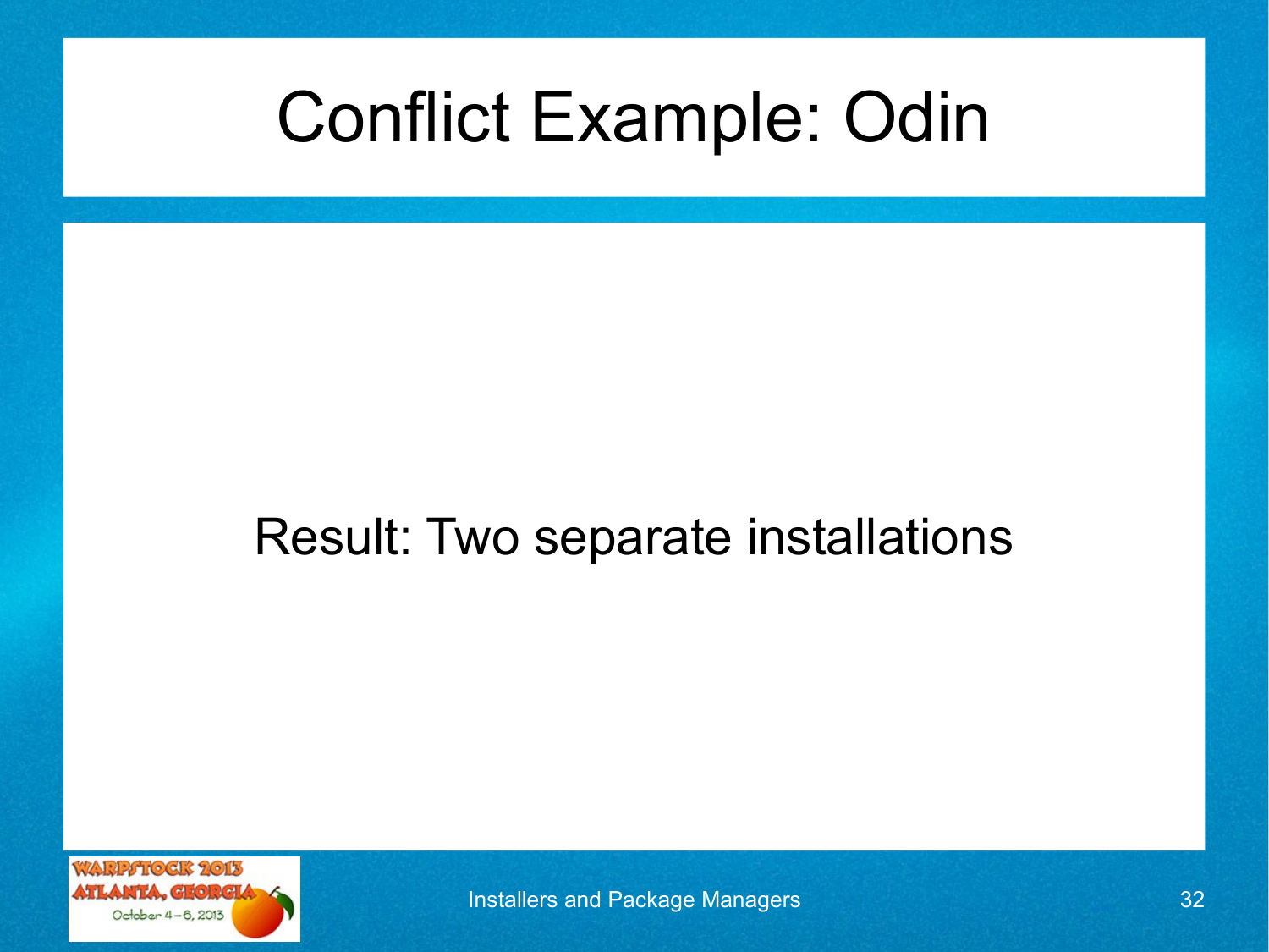# Conflict Example: Odin

Result: Two separate installations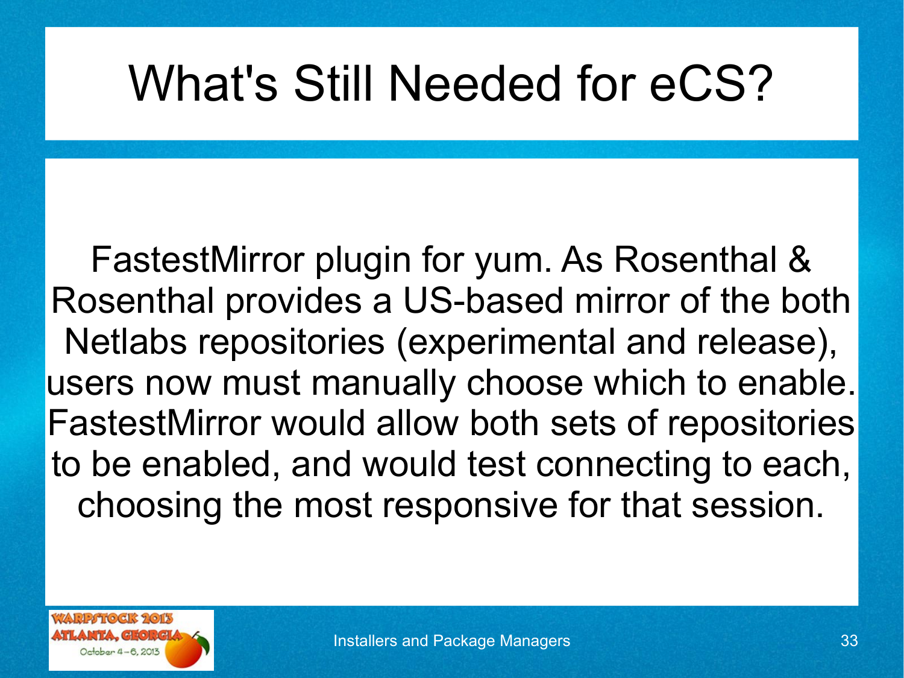# What's Still Needed for eCS?

FastestMirror plugin for yum. As Rosenthal & Rosenthal provides a US-based mirror of the both Netlabs repositories (experimental and release), users now must manually choose which to enable. FastestMirror would allow both sets of repositories to be enabled, and would test connecting to each, choosing the most responsive for that session.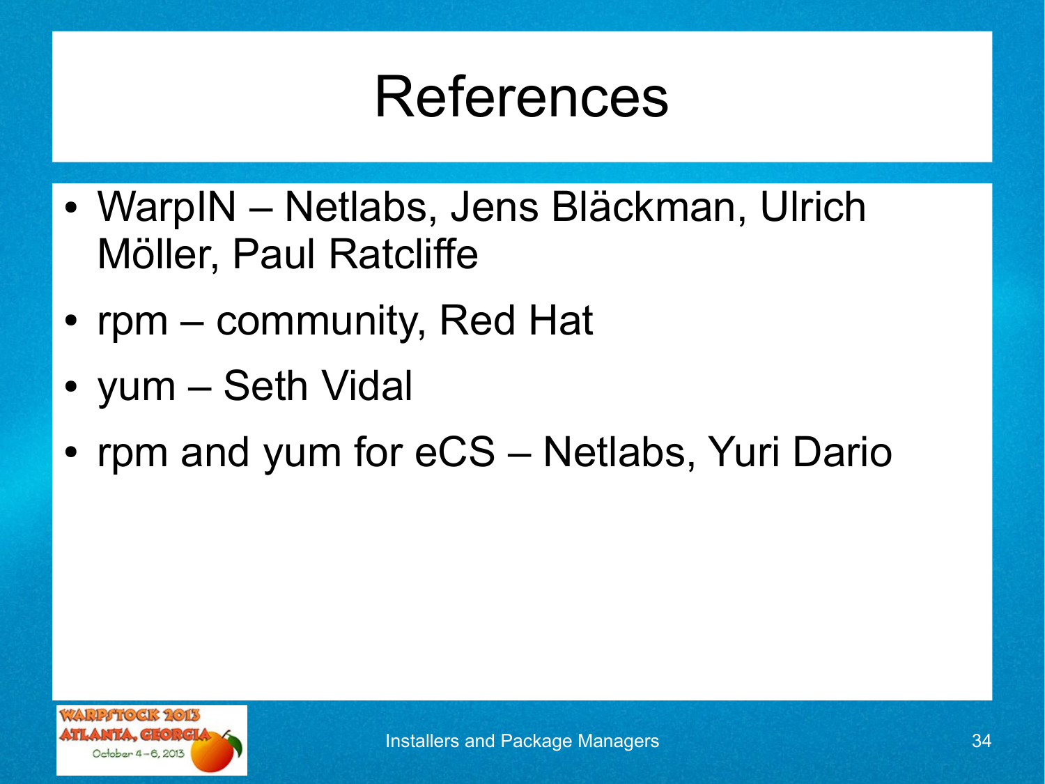# References

- WarpIN – Netlabs, Jens Bläckman, Ulrich Möller, Paul Ratcliffe
- rpm – community, Red Hat
- yum – Seth Vidal
- rpm and yum for eCS – Netlabs, Yuri Dario